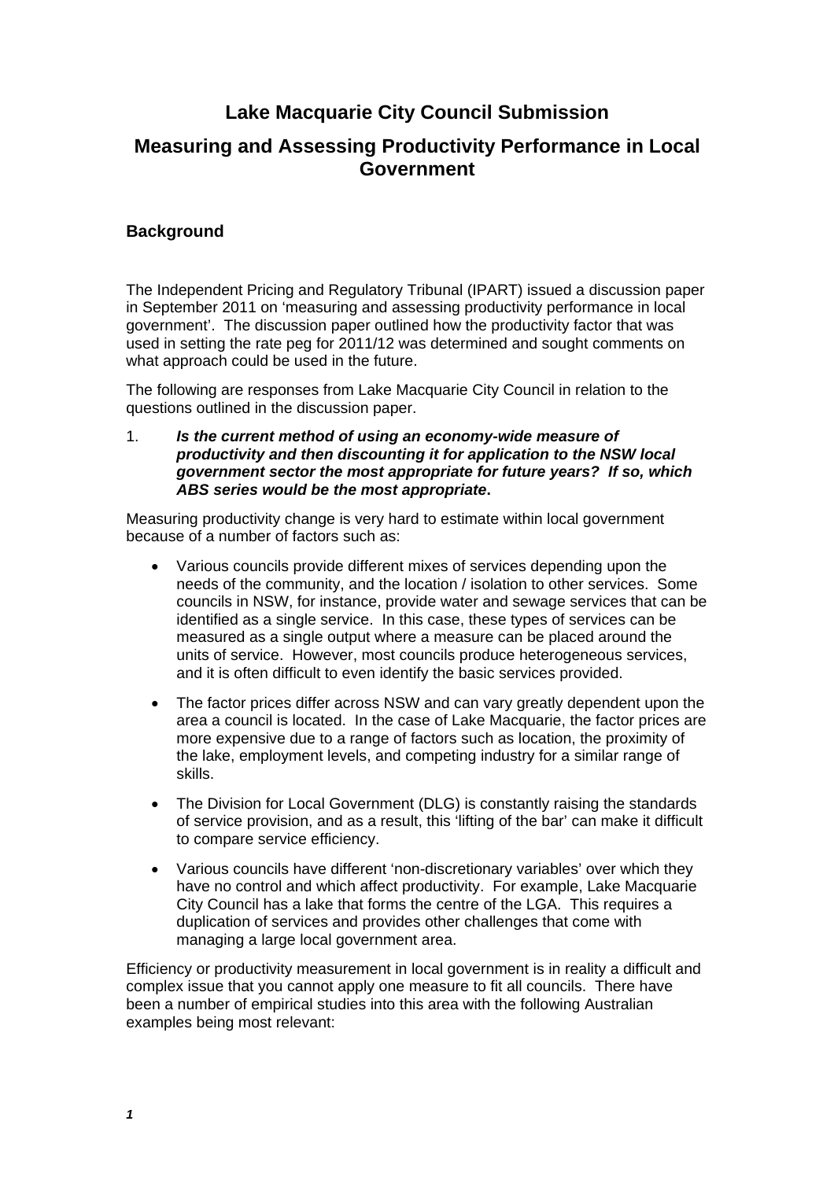# Lake Macquarie City Council Submission

# Measuring and Assessing Productivity Performance in Local Government

## Background

The Independent Pricing and Regulatory Tribunal (IPART) issued a discussion paper in September 2011 on 'measuring and assessing productivity performance in local government'. The discussion paper outlined how the productivity factor that was used in setting the rate peg for 2011/12 was determined and sought comments on what approach could be used in the future.

The following are responses from Lake Macquarie City Council in relation to the questions outlined in the discussion paper.

1. ***Is the current method of using an economy-wide measure of productivity and then discounting it for application to the NSW local government sector the most appropriate for future years? If so, which ABS series would be the most appropriate.***

Measuring productivity change is very hard to estimate within local government because of a number of factors such as:

- Various councils provide different mixes of services depending upon the needs of the community, and the location / isolation to other services. Some councils in NSW, for instance, provide water and sewage services that can be identified as a single service. In this case, these types of services can be measured as a single output where a measure can be placed around the units of service. However, most councils produce heterogeneous services, and it is often difficult to even identify the basic services provided.
- The factor prices differ across NSW and can vary greatly dependent upon the area a council is located. In the case of Lake Macquarie, the factor prices are more expensive due to a range of factors such as location, the proximity of the lake, employment levels, and competing industry for a similar range of skills.
- The Division for Local Government (DLG) is constantly raising the standards of service provision, and as a result, this 'lifting of the bar' can make it difficult to compare service efficiency.
- Various councils have different 'non-discretionary variables' over which they have no control and which affect productivity. For example, Lake Macquarie City Council has a lake that forms the centre of the LGA. This requires a duplication of services and provides other challenges that come with managing a large local government area.

Efficiency or productivity measurement in local government is in reality a difficult and complex issue that you cannot apply one measure to fit all councils. There have been a number of empirical studies into this area with the following Australian examples being most relevant: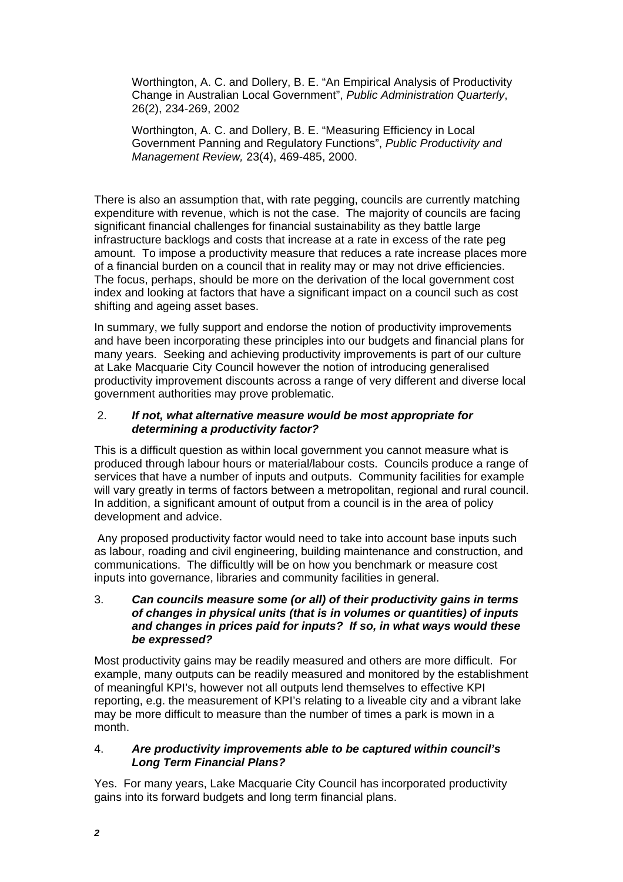Worthington, A. C. and Dollery, B. E. "An Empirical Analysis of Productivity Change in Australian Local Government", *Public Administration Quarterly*, 26(2), 234-269, 2002

Worthington, A. C. and Dollery, B. E. "Measuring Efficiency in Local Government Panning and Regulatory Functions", *Public Productivity and Management Review,* 23(4), 469-485, 2000.

There is also an assumption that, with rate pegging, councils are currently matching expenditure with revenue, which is not the case. The majority of councils are facing significant financial challenges for financial sustainability as they battle large infrastructure backlogs and costs that increase at a rate in excess of the rate peg amount. To impose a productivity measure that reduces a rate increase places more of a financial burden on a council that in reality may or may not drive efficiencies. The focus, perhaps, should be more on the derivation of the local government cost index and looking at factors that have a significant impact on a council such as cost shifting and ageing asset bases.

In summary, we fully support and endorse the notion of productivity improvements and have been incorporating these principles into our budgets and financial plans for many years. Seeking and achieving productivity improvements is part of our culture at Lake Macquarie City Council however the notion of introducing generalised productivity improvement discounts across a range of very different and diverse local government authorities may prove problematic.

2. ***If not, what alternative measure would be most appropriate for determining a productivity factor?***

This is a difficult question as within local government you cannot measure what is produced through labour hours or material/labour costs. Councils produce a range of services that have a number of inputs and outputs. Community facilities for example will vary greatly in terms of factors between a metropolitan, regional and rural council. In addition, a significant amount of output from a council is in the area of policy development and advice.

Any proposed productivity factor would need to take into account base inputs such as labour, roading and civil engineering, building maintenance and construction, and communications. The difficultly will be on how you benchmark or measure cost inputs into governance, libraries and community facilities in general.

3. ***Can councils measure some (or all) of their productivity gains in terms of changes in physical units (that is in volumes or quantities) of inputs and changes in prices paid for inputs? If so, in what ways would these be expressed?***

Most productivity gains may be readily measured and others are more difficult. For example, many outputs can be readily measured and monitored by the establishment of meaningful KPI's, however not all outputs lend themselves to effective KPI reporting, e.g. the measurement of KPI's relating to a liveable city and a vibrant lake may be more difficult to measure than the number of times a park is mown in a month.

4. ***Are productivity improvements able to be captured within council's Long Term Financial Plans?***

Yes. For many years, Lake Macquarie City Council has incorporated productivity gains into its forward budgets and long term financial plans.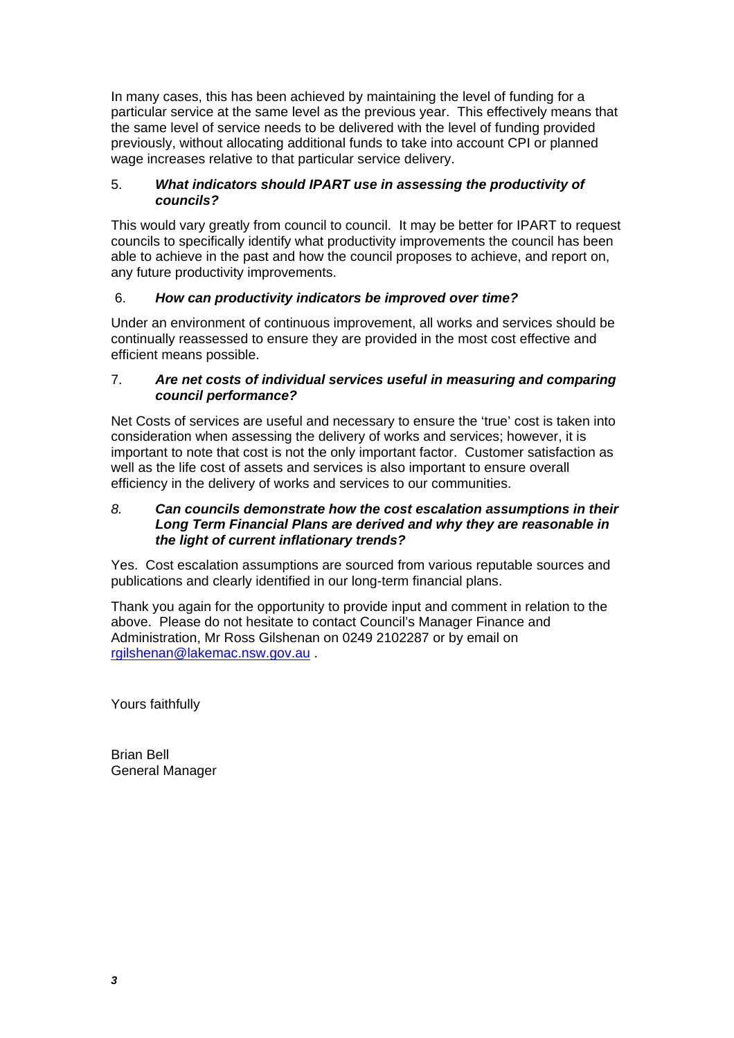In many cases, this has been achieved by maintaining the level of funding for a particular service at the same level as the previous year. This effectively means that the same level of service needs to be delivered with the level of funding provided previously, without allocating additional funds to take into account CPI or planned wage increases relative to that particular service delivery.

5. ***What indicators should IPART use in assessing the productivity of councils?***

This would vary greatly from council to council. It may be better for IPART to request councils to specifically identify what productivity improvements the council has been able to achieve in the past and how the council proposes to achieve, and report on, any future productivity improvements.

6. ***How can productivity indicators be improved over time?***

Under an environment of continuous improvement, all works and services should be continually reassessed to ensure they are provided in the most cost effective and efficient means possible.

7. ***Are net costs of individual services useful in measuring and comparing council performance?***

Net Costs of services are useful and necessary to ensure the 'true' cost is taken into consideration when assessing the delivery of works and services; however, it is important to note that cost is not the only important factor. Customer satisfaction as well as the life cost of assets and services is also important to ensure overall efficiency in the delivery of works and services to our communities.

*8.* ***Can councils demonstrate how the cost escalation assumptions in their Long Term Financial Plans are derived and why they are reasonable in the light of current inflationary trends?***

Yes. Cost escalation assumptions are sourced from various reputable sources and publications and clearly identified in our long-term financial plans.

Thank you again for the opportunity to provide input and comment in relation to the above. Please do not hesitate to contact Council's Manager Finance and Administration, Mr Ross Gilshenan on 0249 2102287 or by email on rgilshenan@lakemac.nsw.gov.au .

Yours faithfully

Brian Bell
General Manager